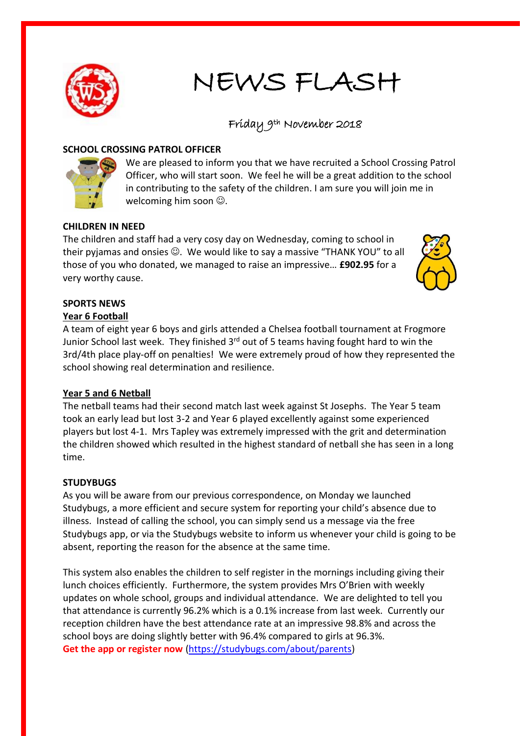# NEWS FLASH

Friday 9th November 2018

## SCHOOL CROSSING PATROL OFFICER

We are pleased to inform you that we have recruited a School Crossing Patrol Officer, who will start soon. We feel he will be a great addition to the school in contributing to the safety of the children. I am sure you will join me in welcoming him soon ☺.

## CHILDREN IN NEED

The children and staff had a very cosy day on Wednesday, coming to school in their pyjamas and onsies ☺. We would like to say a massive "THANK YOU" to all those of you who donated, we managed to raise an impressive… **£902.95** for a very worthy cause.

## SPORTS NEWS

### Year 6 Football

A team of eight year 6 boys and girls attended a Chelsea football tournament at Frogmore Junior School last week. They finished 3rd out of 5 teams having fought hard to win the 3rd/4th place play-off on penalties! We were extremely proud of how they represented the school showing real determination and resilience.

### Year 5 and 6 Netball

The netball teams had their second match last week against St Josephs. The Year 5 team took an early lead but lost 3-2 and Year 6 played excellently against some experienced players but lost 4-1. Mrs Tapley was extremely impressed with the grit and determination the children showed which resulted in the highest standard of netball she has seen in a long time.

## STUDYBUGS

As you will be aware from our previous correspondence, on Monday we launched Studybugs, a more efficient and secure system for reporting your child's absence due to illness. Instead of calling the school, you can simply send us a message via the free Studybugs app, or via the Studybugs website to inform us whenever your child is going to be absent, reporting the reason for the absence at the same time.

This system also enables the children to self register in the mornings including giving their lunch choices efficiently. Furthermore, the system provides Mrs O'Brien with weekly updates on whole school, groups and individual attendance. We are delighted to tell you that attendance is currently 96.2% which is a 0.1% increase from last week. Currently our reception children have the best attendance rate at an impressive 98.8% and across the school boys are doing slightly better with 96.4% compared to girls at 96.3%.

**Get the app or register now** (https://studybugs.com/about/parents)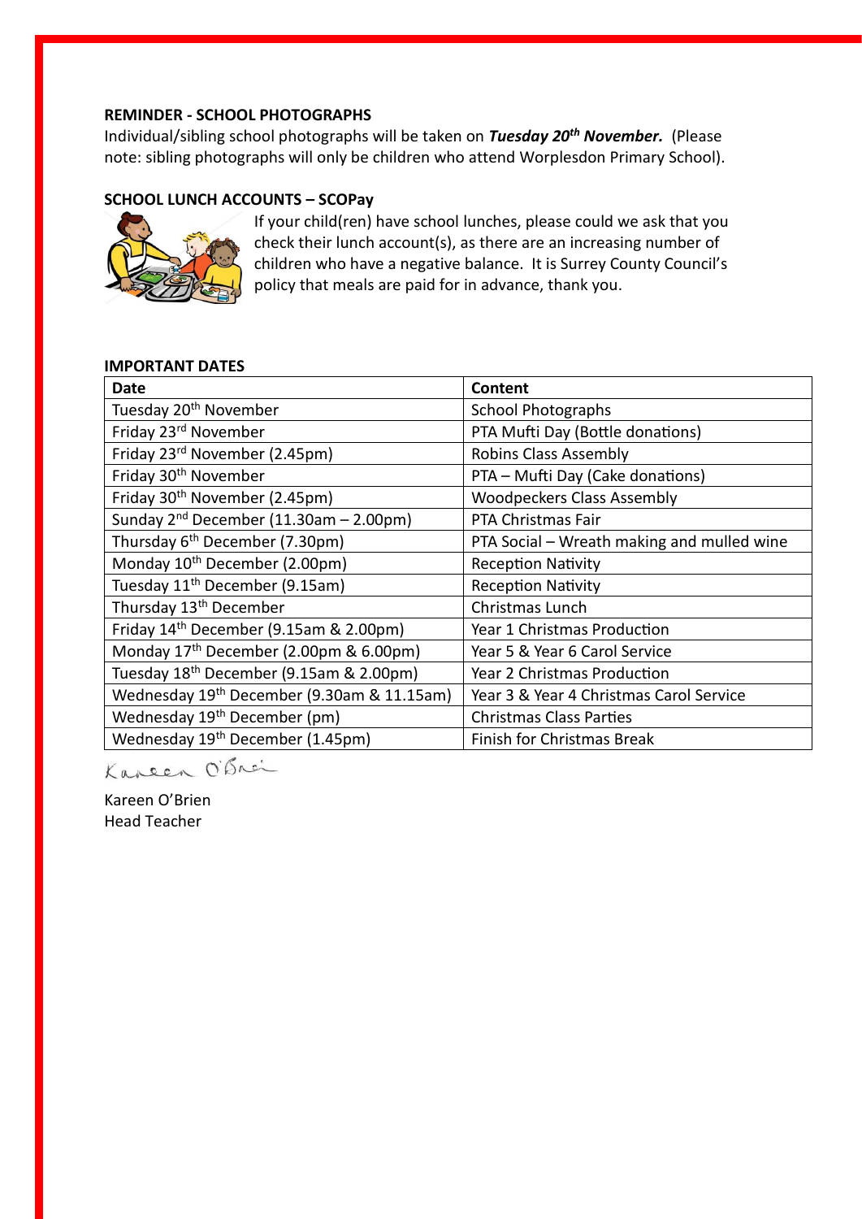**REMINDER - SCHOOL PHOTOGRAPHS**

Individual/sibling school photographs will be taken on ***Tuesday 20th November.*** (Please note: sibling photographs will only be children who attend Worplesdon Primary School).

**SCHOOL LUNCH ACCOUNTS – SCOPay**

If your child(ren) have school lunches, please could we ask that you check their lunch account(s), as there are an increasing number of children who have a negative balance. It is Surrey County Council's policy that meals are paid for in advance, thank you.

**IMPORTANT DATES**

| Date | Content |
|---|---|
| Tuesday 20th November | School Photographs |
| Friday 23rd November | PTA Mufti Day (Bottle donations) |
| Friday 23rd November (2.45pm) | Robins Class Assembly |
| Friday 30th November | PTA – Mufti Day (Cake donations) |
| Friday 30th November (2.45pm) | Woodpeckers Class Assembly |
| Sunday 2nd December (11.30am – 2.00pm) | PTA Christmas Fair |
| Thursday 6th December (7.30pm) | PTA Social – Wreath making and mulled wine |
| Monday 10th December (2.00pm) | Reception Nativity |
| Tuesday 11th December (9.15am) | Reception Nativity |
| Thursday 13th December | Christmas Lunch |
| Friday 14th December (9.15am & 2.00pm) | Year 1 Christmas Production |
| Monday 17th December (2.00pm & 6.00pm) | Year 5 & Year 6 Carol Service |
| Tuesday 18th December (9.15am & 2.00pm) | Year 2 Christmas Production |
| Wednesday 19th December (9.30am & 11.15am) | Year 3 & Year 4 Christmas Carol Service |
| Wednesday 19th December (pm) | Christmas Class Parties |
| Wednesday 19th December (1.45pm) | Finish for Christmas Break |

Kareen O'Brien

Kareen O'Brien
Head Teacher